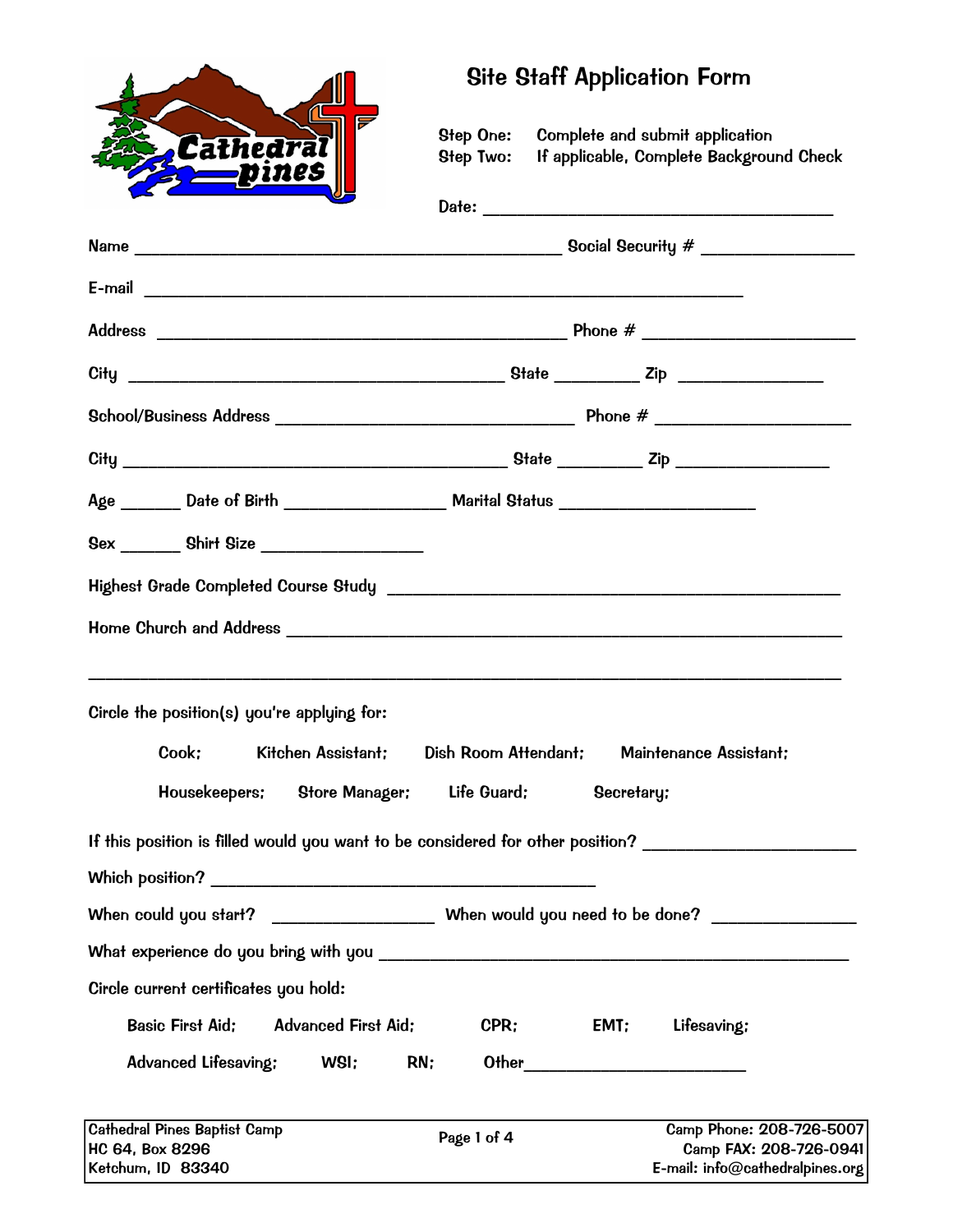# Site Staff Application Form

Step One: Complete and submit application
Step Two: If applicable, Complete Background Check

Date: ___________________________________

Name _____________________________________________ Social Security # ________________

E-mail ______________________________________________________________

Address ___________________________________________ Phone # ____________________

City ________________________________________ State _________ Zip ______________

School/Business Address ______________________________ Phone # ___________________

City ________________________________________ State _________ Zip ______________

Age ______ Date of Birth _________________ Marital Status ____________________

Sex ______ Shirt Size _________________

Highest Grade Completed Course Study _____________________________________________

Home Church and Address ______________________________________________________

_____________________________________________________________________________

Circle the position(s) you're applying for:

Cook; Kitchen Assistant; Dish Room Attendant; Maintenance Assistant;

Housekeepers; Store Manager; Life Guard; Secretary;

If this position is filled would you want to be considered for other position? ____________________

Which position? ________________________________________

When could you start? _________________ When would you need to be done? ______________

What experience do you bring with you _______________________________________________

Circle current certificates you hold:

Basic First Aid; Advanced First Aid; CPR; EMT; Lifesaving;

Advanced Lifesaving; WSI; RN; Other_______________________

Cathedral Pines Baptist Camp
HC 64, Box 8296
Ketchum, ID 83340

Camp Phone: 208-726-5007
Camp FAX: 208-726-0941
E-mail: info@cathedralpines.org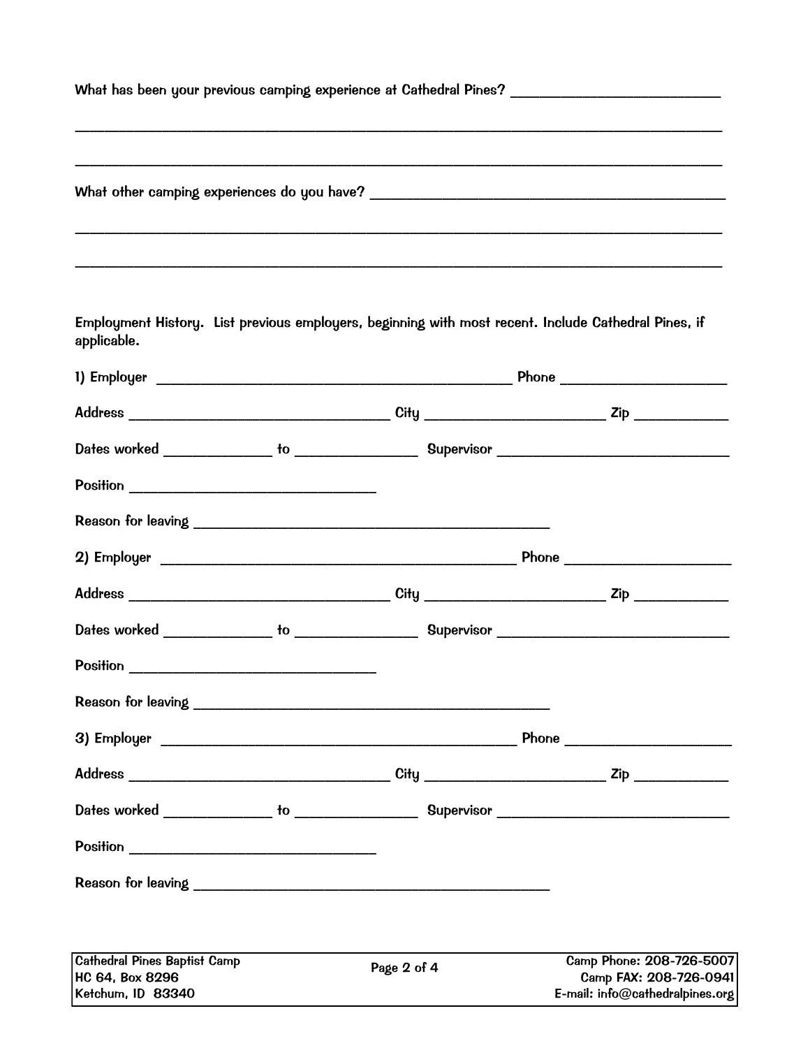What has been your previous camping experience at Cathedral Pines? ______________________________

_____________________________________________________________________________________________

_____________________________________________________________________________________________

What other camping experiences do you have? ________________________________________________

_____________________________________________________________________________________________

_____________________________________________________________________________________________

Employment History. List previous employers, beginning with most recent. Include Cathedral Pines, if applicable.

1) Employer _______________________________________________ Phone ______________________

Address __________________________________ City _______________________ Zip ___________

Dates worked ______________ to _______________ Supervisor ______________________________

Position ________________________________

Reason for leaving _______________________________________________

2) Employer _______________________________________________ Phone ______________________

Address __________________________________ City _______________________ Zip ___________

Dates worked ______________ to _______________ Supervisor ______________________________

Position ________________________________

Reason for leaving _______________________________________________

3) Employer _______________________________________________ Phone ______________________

Address __________________________________ City _______________________ Zip ___________

Dates worked ______________ to _______________ Supervisor ______________________________

Position ________________________________

Reason for leaving _______________________________________________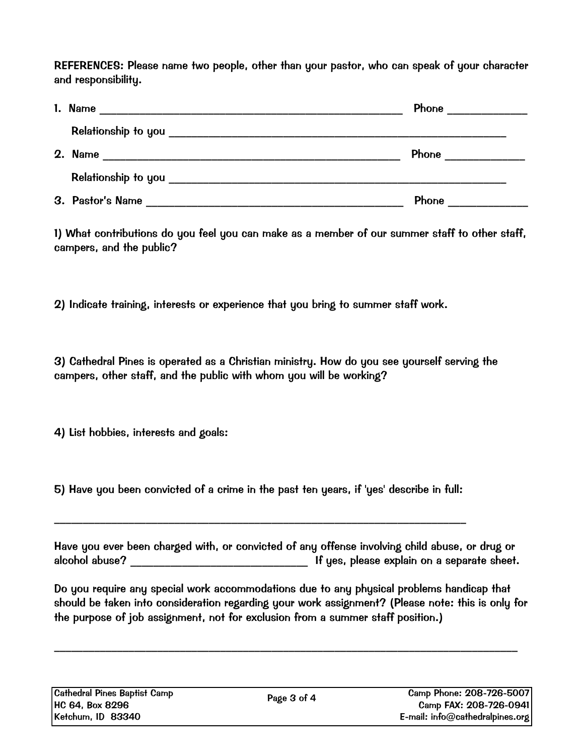**REFERENCES:** Please name two people, other than your pastor, who can speak of your character and responsibility.

1. Name ____________________________________________ Phone ____________

   Relationship to you ____________________________________________

2. Name ____________________________________________ Phone ____________

   Relationship to you ____________________________________________

3. Pastor's Name ____________________________________ Phone ____________

1) What contributions do you feel you can make as a member of our summer staff to other staff, campers, and the public?

2) Indicate training, interests or experience that you bring to summer staff work.

3) Cathedral Pines is operated as a Christian ministry. How do you see yourself serving the campers, other staff, and the public with whom you will be working?

4) List hobbies, interests and goals:

5) Have you been convicted of a crime in the past ten years, if 'yes' describe in full:

______________________________________________________________________

Have you ever been charged with, or convicted of any offense involving child abuse, or drug or alcohol abuse? ___________________________ If yes, please explain on a separate sheet.

Do you require any special work accommodations due to any physical problems handicap that should be taken into consideration regarding your work assignment? (Please note: this is only for the purpose of job assignment, not for exclusion from a summer staff position.)

______________________________________________________________________

Cathedral Pines Baptist Camp
HC 64, Box 8296
Ketchum, ID 83340

Camp Phone: 208-726-5007
Camp FAX: 208-726-0941
E-mail: info@cathedralpines.org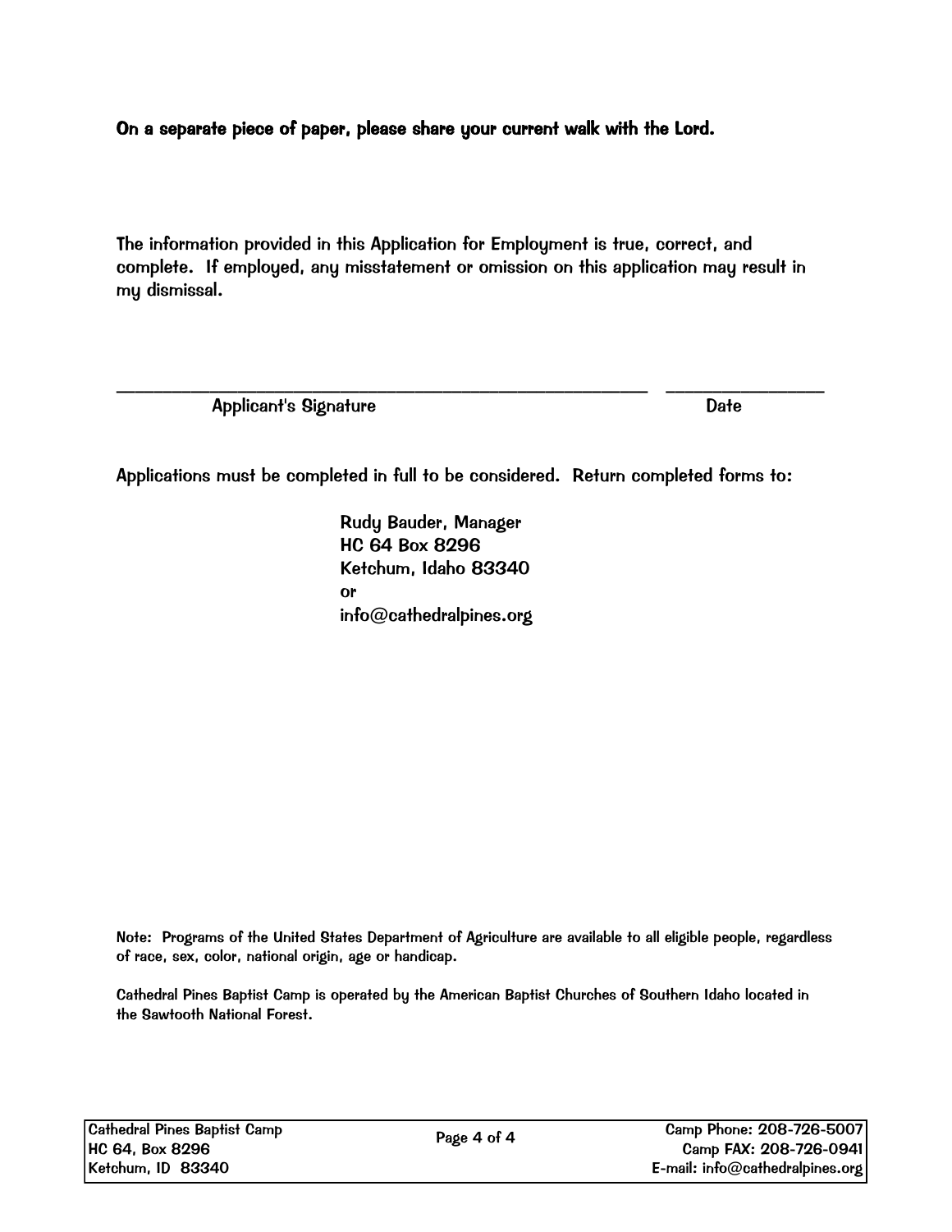**On a separate piece of paper, please share your current walk with the Lord.**

The information provided in this Application for Employment is true, correct, and complete. If employed, any misstatement or omission on this application may result in my dismissal.

\_\_\_\_\_\_\_\_\_\_\_\_\_\_\_\_\_\_\_\_\_\_\_\_\_\_\_\_\_\_\_\_\_\_\_\_\_\_\_\_\_\_\_\_ \_\_\_\_\_\_\_\_\_\_\_\_\_\_\_\_

Applicant's Signature Date

Applications must be completed in full to be considered. Return completed forms to:

Rudy Bauder, Manager
HC 64 Box 8296
Ketchum, Idaho 83340
or
info@cathedralpines.org

Note: Programs of the United States Department of Agriculture are available to all eligible people, regardless of race, sex, color, national origin, age or handicap.

Cathedral Pines Baptist Camp is operated by the American Baptist Churches of Southern Idaho located in the Sawtooth National Forest.